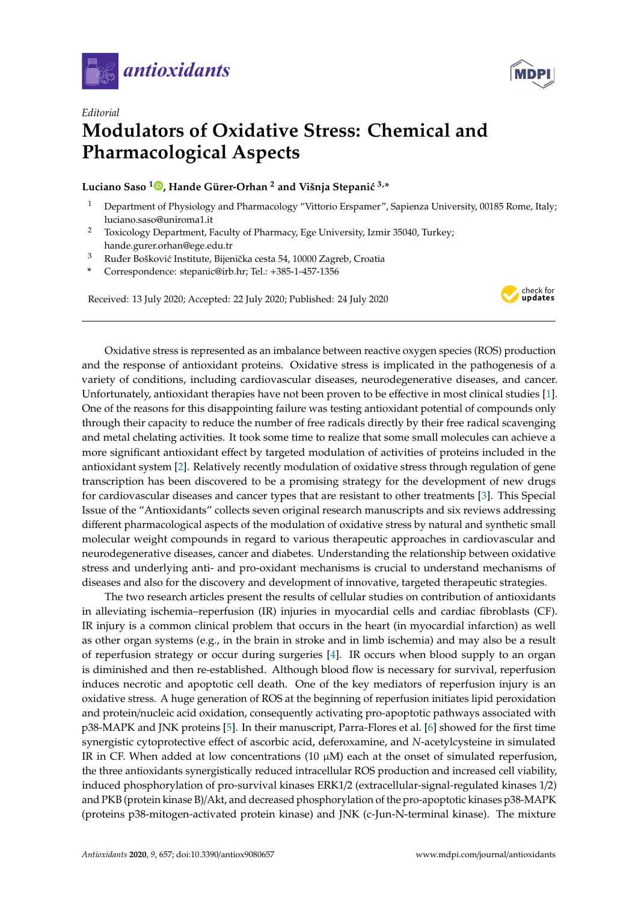*Editorial*

# Modulators of Oxidative Stress: Chemical and Pharmacological Aspects

**Luciano Saso [1], Hande Gürer-Orhan [2] and Višnja Stepanić [3,*]**

1 Department of Physiology and Pharmacology "Vittorio Erspamer", Sapienza University, 00185 Rome, Italy; luciano.saso@uniroma1.it

2 Toxicology Department, Faculty of Pharmacy, Ege University, Izmir 35040, Turkey; hande.gurer.orhan@ege.edu.tr

3 Ruđer Bošković Institute, Bijenička cesta 54, 10000 Zagreb, Croatia

\* Correspondence: stepanic@irb.hr; Tel.: +385-1-457-1356

Received: 13 July 2020; Accepted: 22 July 2020; Published: 24 July 2020

---

Oxidative stress is represented as an imbalance between reactive oxygen species (ROS) production and the response of antioxidant proteins. Oxidative stress is implicated in the pathogenesis of a variety of conditions, including cardiovascular diseases, neurodegenerative diseases, and cancer. Unfortunately, antioxidant therapies have not been proven to be effective in most clinical studies [1]. One of the reasons for this disappointing failure was testing antioxidant potential of compounds only through their capacity to reduce the number of free radicals directly by their free radical scavenging and metal chelating activities. It took some time to realize that some small molecules can achieve a more significant antioxidant effect by targeted modulation of activities of proteins included in the antioxidant system [2]. Relatively recently modulation of oxidative stress through regulation of gene transcription has been discovered to be a promising strategy for the development of new drugs for cardiovascular diseases and cancer types that are resistant to other treatments [3]. This Special Issue of the "Antioxidants" collects seven original research manuscripts and six reviews addressing different pharmacological aspects of the modulation of oxidative stress by natural and synthetic small molecular weight compounds in regard to various therapeutic approaches in cardiovascular and neurodegenerative diseases, cancer and diabetes. Understanding the relationship between oxidative stress and underlying anti- and pro-oxidant mechanisms is crucial to understand mechanisms of diseases and also for the discovery and development of innovative, targeted therapeutic strategies.

The two research articles present the results of cellular studies on contribution of antioxidants in alleviating ischemia–reperfusion (IR) injuries in myocardial cells and cardiac fibroblasts (CF). IR injury is a common clinical problem that occurs in the heart (in myocardial infarction) as well as other organ systems (e.g., in the brain in stroke and in limb ischemia) and may also be a result of reperfusion strategy or occur during surgeries [4]. IR occurs when blood supply to an organ is diminished and then re-established. Although blood flow is necessary for survival, reperfusion induces necrotic and apoptotic cell death. One of the key mediators of reperfusion injury is an oxidative stress. A huge generation of ROS at the beginning of reperfusion initiates lipid peroxidation and protein/nucleic acid oxidation, consequently activating pro-apoptotic pathways associated with p38-MAPK and JNK proteins [5]. In their manuscript, Parra-Flores et al. [6] showed for the first time synergistic cytoprotective effect of ascorbic acid, deferoxamine, and *N*-acetylcysteine in simulated IR in CF. When added at low concentrations (10 μM) each at the onset of simulated reperfusion, the three antioxidants synergistically reduced intracellular ROS production and increased cell viability, induced phosphorylation of pro-survival kinases ERK1/2 (extracellular-signal-regulated kinases 1/2) and PKB (protein kinase B)/Akt, and decreased phosphorylation of the pro-apoptotic kinases p38-MAPK (proteins p38-mitogen-activated protein kinase) and JNK (c-Jun-N-terminal kinase). The mixture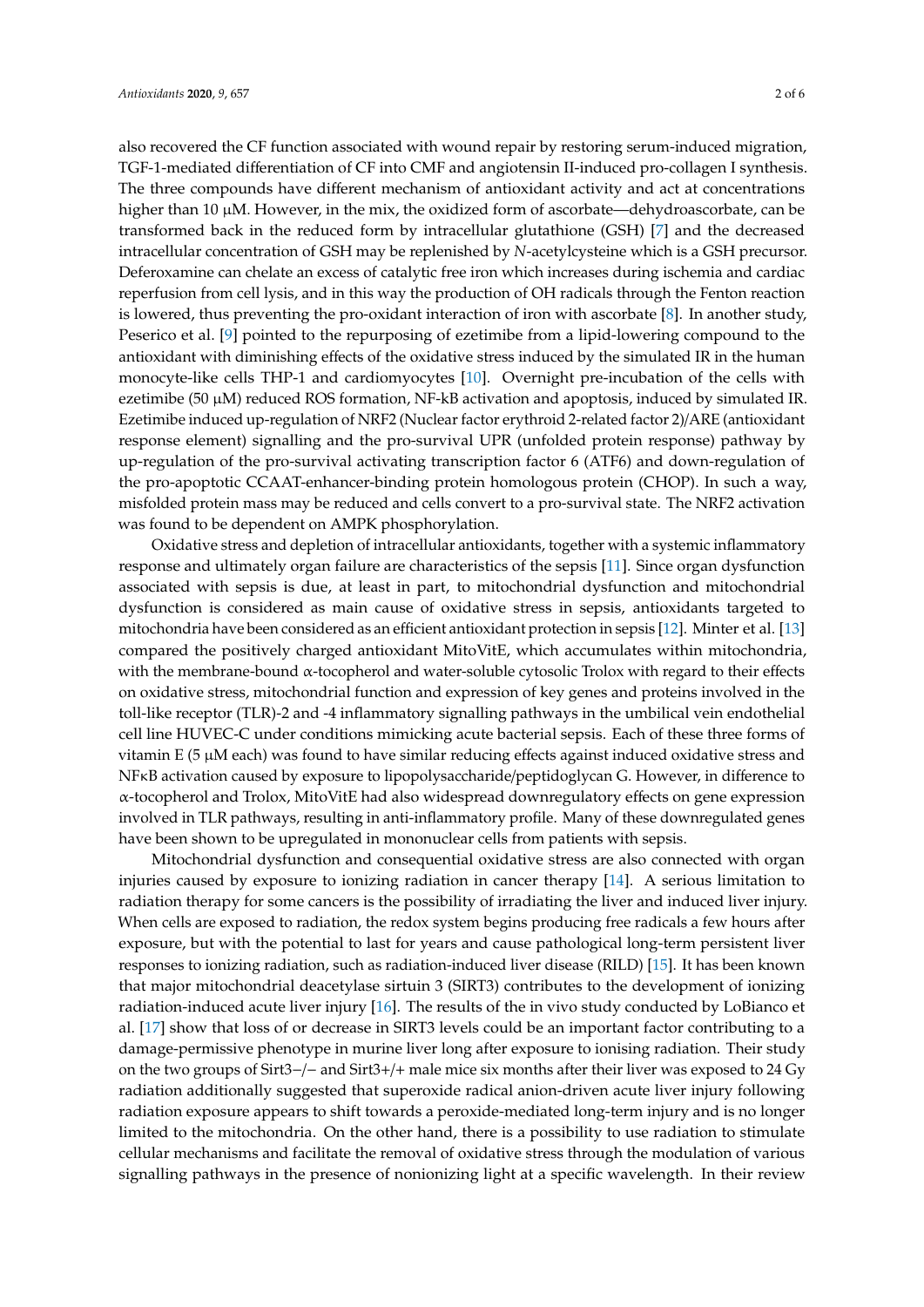also recovered the CF function associated with wound repair by restoring serum-induced migration, TGF-1-mediated differentiation of CF into CMF and angiotensin II-induced pro-collagen I synthesis. The three compounds have different mechanism of antioxidant activity and act at concentrations higher than 10 μM. However, in the mix, the oxidized form of ascorbate—dehydroascorbate, can be transformed back in the reduced form by intracellular glutathione (GSH) [7] and the decreased intracellular concentration of GSH may be replenished by *N*-acetylcysteine which is a GSH precursor. Deferoxamine can chelate an excess of catalytic free iron which increases during ischemia and cardiac reperfusion from cell lysis, and in this way the production of OH radicals through the Fenton reaction is lowered, thus preventing the pro-oxidant interaction of iron with ascorbate [8]. In another study, Peserico et al. [9] pointed to the repurposing of ezetimibe from a lipid-lowering compound to the antioxidant with diminishing effects of the oxidative stress induced by the simulated IR in the human monocyte-like cells THP-1 and cardiomyocytes [10]. Overnight pre-incubation of the cells with ezetimibe (50 μM) reduced ROS formation, NF-kB activation and apoptosis, induced by simulated IR. Ezetimibe induced up-regulation of NRF2 (Nuclear factor erythroid 2-related factor 2)/ARE (antioxidant response element) signalling and the pro-survival UPR (unfolded protein response) pathway by up-regulation of the pro-survival activating transcription factor 6 (ATF6) and down-regulation of the pro-apoptotic CCAAT-enhancer-binding protein homologous protein (CHOP). In such a way, misfolded protein mass may be reduced and cells convert to a pro-survival state. The NRF2 activation was found to be dependent on AMPK phosphorylation.

Oxidative stress and depletion of intracellular antioxidants, together with a systemic inflammatory response and ultimately organ failure are characteristics of the sepsis [11]. Since organ dysfunction associated with sepsis is due, at least in part, to mitochondrial dysfunction and mitochondrial dysfunction is considered as main cause of oxidative stress in sepsis, antioxidants targeted to mitochondria have been considered as an efficient antioxidant protection in sepsis [12]. Minter et al. [13] compared the positively charged antioxidant MitoVitE, which accumulates within mitochondria, with the membrane-bound α-tocopherol and water-soluble cytosolic Trolox with regard to their effects on oxidative stress, mitochondrial function and expression of key genes and proteins involved in the toll-like receptor (TLR)-2 and -4 inflammatory signalling pathways in the umbilical vein endothelial cell line HUVEC-C under conditions mimicking acute bacterial sepsis. Each of these three forms of vitamin E (5 μM each) was found to have similar reducing effects against induced oxidative stress and NFκB activation caused by exposure to lipopolysaccharide/peptidoglycan G. However, in difference to α-tocopherol and Trolox, MitoVitE had also widespread downregulatory effects on gene expression involved in TLR pathways, resulting in anti-inflammatory profile. Many of these downregulated genes have been shown to be upregulated in mononuclear cells from patients with sepsis.

Mitochondrial dysfunction and consequential oxidative stress are also connected with organ injuries caused by exposure to ionizing radiation in cancer therapy [14]. A serious limitation to radiation therapy for some cancers is the possibility of irradiating the liver and induced liver injury. When cells are exposed to radiation, the redox system begins producing free radicals a few hours after exposure, but with the potential to last for years and cause pathological long-term persistent liver responses to ionizing radiation, such as radiation-induced liver disease (RILD) [15]. It has been known that major mitochondrial deacetylase sirtuin 3 (SIRT3) contributes to the development of ionizing radiation-induced acute liver injury [16]. The results of the in vivo study conducted by LoBianco et al. [17] show that loss of or decrease in SIRT3 levels could be an important factor contributing to a damage-permissive phenotype in murine liver long after exposure to ionising radiation. Their study on the two groups of Sirt3−/− and Sirt3+/+ male mice six months after their liver was exposed to 24 Gy radiation additionally suggested that superoxide radical anion-driven acute liver injury following radiation exposure appears to shift towards a peroxide-mediated long-term injury and is no longer limited to the mitochondria. On the other hand, there is a possibility to use radiation to stimulate cellular mechanisms and facilitate the removal of oxidative stress through the modulation of various signalling pathways in the presence of nonionizing light at a specific wavelength. In their review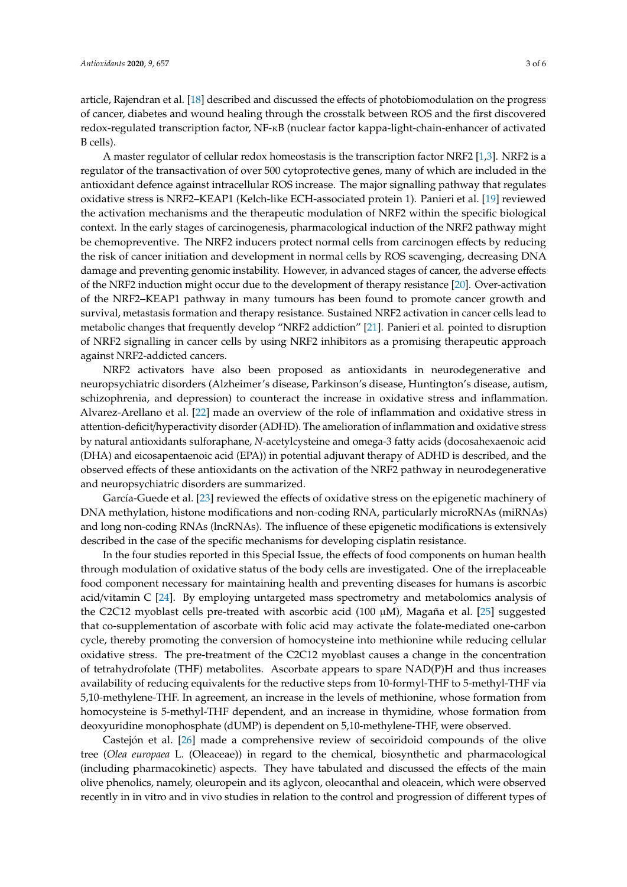article, Rajendran et al. [18] described and discussed the effects of photobiomodulation on the progress of cancer, diabetes and wound healing through the crosstalk between ROS and the first discovered redox-regulated transcription factor, NF-κB (nuclear factor kappa-light-chain-enhancer of activated B cells).

A master regulator of cellular redox homeostasis is the transcription factor NRF2 [1,3]. NRF2 is a regulator of the transactivation of over 500 cytoprotective genes, many of which are included in the antioxidant defence against intracellular ROS increase. The major signalling pathway that regulates oxidative stress is NRF2–KEAP1 (Kelch-like ECH-associated protein 1). Panieri et al. [19] reviewed the activation mechanisms and the therapeutic modulation of NRF2 within the specific biological context. In the early stages of carcinogenesis, pharmacological induction of the NRF2 pathway might be chemopreventive. The NRF2 inducers protect normal cells from carcinogen effects by reducing the risk of cancer initiation and development in normal cells by ROS scavenging, decreasing DNA damage and preventing genomic instability. However, in advanced stages of cancer, the adverse effects of the NRF2 induction might occur due to the development of therapy resistance [20]. Over-activation of the NRF2–KEAP1 pathway in many tumours has been found to promote cancer growth and survival, metastasis formation and therapy resistance. Sustained NRF2 activation in cancer cells lead to metabolic changes that frequently develop "NRF2 addiction" [21]. Panieri et al. pointed to disruption of NRF2 signalling in cancer cells by using NRF2 inhibitors as a promising therapeutic approach against NRF2-addicted cancers.

NRF2 activators have also been proposed as antioxidants in neurodegenerative and neuropsychiatric disorders (Alzheimer's disease, Parkinson's disease, Huntington's disease, autism, schizophrenia, and depression) to counteract the increase in oxidative stress and inflammation. Alvarez-Arellano et al. [22] made an overview of the role of inflammation and oxidative stress in attention-deficit/hyperactivity disorder (ADHD). The amelioration of inflammation and oxidative stress by natural antioxidants sulforaphane, *N*-acetylcysteine and omega-3 fatty acids (docosahexaenoic acid (DHA) and eicosapentaenoic acid (EPA)) in potential adjuvant therapy of ADHD is described, and the observed effects of these antioxidants on the activation of the NRF2 pathway in neurodegenerative and neuropsychiatric disorders are summarized.

García-Guede et al. [23] reviewed the effects of oxidative stress on the epigenetic machinery of DNA methylation, histone modifications and non-coding RNA, particularly microRNAs (miRNAs) and long non-coding RNAs (lncRNAs). The influence of these epigenetic modifications is extensively described in the case of the specific mechanisms for developing cisplatin resistance.

In the four studies reported in this Special Issue, the effects of food components on human health through modulation of oxidative status of the body cells are investigated. One of the irreplaceable food component necessary for maintaining health and preventing diseases for humans is ascorbic acid/vitamin C [24]. By employing untargeted mass spectrometry and metabolomics analysis of the C2C12 myoblast cells pre-treated with ascorbic acid (100 μM), Magaña et al. [25] suggested that co-supplementation of ascorbate with folic acid may activate the folate-mediated one-carbon cycle, thereby promoting the conversion of homocysteine into methionine while reducing cellular oxidative stress. The pre-treatment of the C2C12 myoblast causes a change in the concentration of tetrahydrofolate (THF) metabolites. Ascorbate appears to spare NAD(P)H and thus increases availability of reducing equivalents for the reductive steps from 10-formyl-THF to 5-methyl-THF via 5,10-methylene-THF. In agreement, an increase in the levels of methionine, whose formation from homocysteine is 5-methyl-THF dependent, and an increase in thymidine, whose formation from deoxyuridine monophosphate (dUMP) is dependent on 5,10-methylene-THF, were observed.

Castejón et al. [26] made a comprehensive review of secoiridoid compounds of the olive tree (*Olea europaea* L. (Oleaceae)) in regard to the chemical, biosynthetic and pharmacological (including pharmacokinetic) aspects. They have tabulated and discussed the effects of the main olive phenolics, namely, oleuropein and its aglycon, oleocanthal and oleacein, which were observed recently in in vitro and in vivo studies in relation to the control and progression of different types of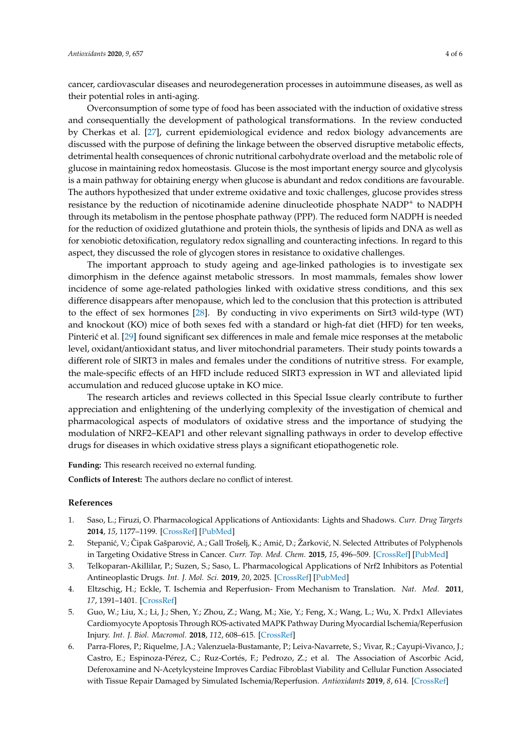cancer, cardiovascular diseases and neurodegeneration processes in autoimmune diseases, as well as their potential roles in anti-aging.

Overconsumption of some type of food has been associated with the induction of oxidative stress and consequentially the development of pathological transformations. In the review conducted by Cherkas et al. [27], current epidemiological evidence and redox biology advancements are discussed with the purpose of defining the linkage between the observed disruptive metabolic effects, detrimental health consequences of chronic nutritional carbohydrate overload and the metabolic role of glucose in maintaining redox homeostasis. Glucose is the most important energy source and glycolysis is a main pathway for obtaining energy when glucose is abundant and redox conditions are favourable. The authors hypothesized that under extreme oxidative and toxic challenges, glucose provides stress resistance by the reduction of nicotinamide adenine dinucleotide phosphate $NADP^+$ to NADPH through its metabolism in the pentose phosphate pathway (PPP). The reduced form NADPH is needed for the reduction of oxidized glutathione and protein thiols, the synthesis of lipids and DNA as well as for xenobiotic detoxification, regulatory redox signalling and counteracting infections. In regard to this aspect, they discussed the role of glycogen stores in resistance to oxidative challenges.

The important approach to study ageing and age-linked pathologies is to investigate sex dimorphism in the defence against metabolic stressors. In most mammals, females show lower incidence of some age-related pathologies linked with oxidative stress conditions, and this sex difference disappears after menopause, which led to the conclusion that this protection is attributed to the effect of sex hormones [28]. By conducting in vivo experiments on Sirt3 wild-type (WT) and knockout (KO) mice of both sexes fed with a standard or high-fat diet (HFD) for ten weeks, Pinterić et al. [29] found significant sex differences in male and female mice responses at the metabolic level, oxidant/antioxidant status, and liver mitochondrial parameters. Their study points towards a different role of SIRT3 in males and females under the conditions of nutritive stress. For example, the male-specific effects of an HFD include reduced SIRT3 expression in WT and alleviated lipid accumulation and reduced glucose uptake in KO mice.

The research articles and reviews collected in this Special Issue clearly contribute to further appreciation and enlightening of the underlying complexity of the investigation of chemical and pharmacological aspects of modulators of oxidative stress and the importance of studying the modulation of NRF2–KEAP1 and other relevant signalling pathways in order to develop effective drugs for diseases in which oxidative stress plays a significant etiopathogenetic role.

**Funding:** This research received no external funding.

**Conflicts of Interest:** The authors declare no conflict of interest.

## References

1. Saso, L.; Firuzi, O. Pharmacological Applications of Antioxidants: Lights and Shadows. *Curr. Drug Targets* **2014**, *15*, 1177–1199. [CrossRef] [PubMed]
2. Stepanić, V.; Čipak Gašparović, A.; Gall Trošelj, K.; Amić, D.; Žarković, N. Selected Attributes of Polyphenols in Targeting Oxidative Stress in Cancer. *Curr. Top. Med. Chem.* **2015**, *15*, 496–509. [CrossRef] [PubMed]
3. Telkoparan-Akillilar, P.; Suzen, S.; Saso, L. Pharmacological Applications of Nrf2 Inhibitors as Potential Antineoplastic Drugs. *Int. J. Mol. Sci.* **2019**, *20*, 2025. [CrossRef] [PubMed]
4. Eltzschig, H.; Eckle, T. Ischemia and Reperfusion- From Mechanism to Translation. *Nat. Med.* **2011**, *17*, 1391–1401. [CrossRef]
5. Guo, W.; Liu, X.; Li, J.; Shen, Y.; Zhou, Z.; Wang, M.; Xie, Y.; Feng, X.; Wang, L.; Wu, X. Prdx1 Alleviates Cardiomyocyte Apoptosis Through ROS-activated MAPK Pathway During Myocardial Ischemia/Reperfusion Injury. *Int. J. Biol. Macromol.* **2018**, *112*, 608–615. [CrossRef]
6. Parra-Flores, P.; Riquelme, J.A.; Valenzuela-Bustamante, P.; Leiva-Navarrete, S.; Vivar, R.; Cayupi-Vivanco, J.; Castro, E.; Espinoza-Pérez, C.; Ruz-Cortés, F.; Pedrozo, Z.; et al. The Association of Ascorbic Acid, Deferoxamine and N-Acetylcysteine Improves Cardiac Fibroblast Viability and Cellular Function Associated with Tissue Repair Damaged by Simulated Ischemia/Reperfusion. *Antioxidants* **2019**, *8*, 614. [CrossRef]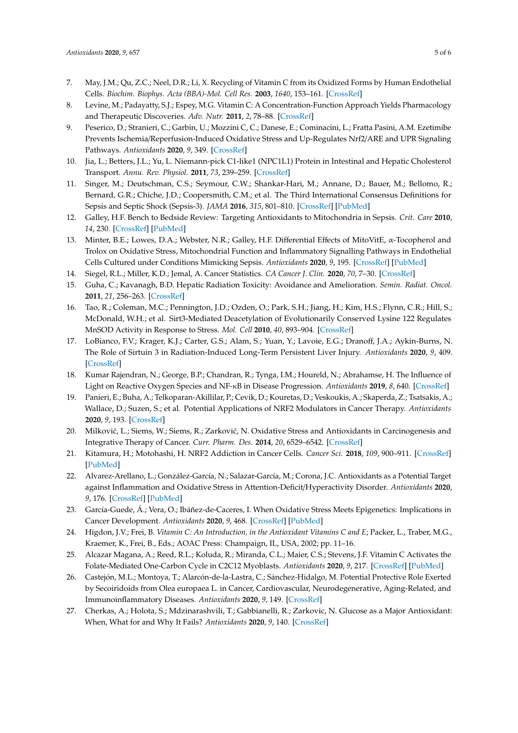7. May, J.M.; Qu, Z.C.; Neel, D.R.; Li, X. Recycling of Vitamin C from its Oxidized Forms by Human Endothelial Cells. *Biochim. Biophys. Acta (BBA)-Mol. Cell Res.* **2003**, *1640*, 153–161. [CrossRef]
8. Levine, M.; Padayatty, S.J.; Espey, M.G. Vitamin C: A Concentration-Function Approach Yields Pharmacology and Therapeutic Discoveries. *Adv. Nutr.* **2011**, *2*, 78–88. [CrossRef]
9. Peserico, D.; Stranieri, C.; Garbin, U.; Mozzini C, C.; Danese, E.; Cominacini, L.; Fratta Pasini, A.M. Ezetimibe Prevents Ischemia/Reperfusion-Induced Oxidative Stress and Up-Regulates Nrf2/ARE and UPR Signaling Pathways. *Antioxidants* **2020**, *9*, 349. [CrossRef]
10. Jia, L.; Betters, J.L.; Yu, L. Niemann-pick C1-like1 (NPC1L1) Protein in Intestinal and Hepatic Cholesterol Transport. *Annu. Rev. Physiol.* **2011**, *73*, 239–259. [CrossRef]
11. Singer, M.; Deutschman, C.S.; Seymour, C.W.; Shankar-Hari, M.; Annane, D.; Bauer, M.; Bellomo, R.; Bernard, G.R.; Chiche, J.D.; Coopersmith, C.M.; et al. The Third International Consensus Definitions for Sepsis and Septic Shock (Sepsis-3). *JAMA* **2016**, *315*, 801–810. [CrossRef] [PubMed]
12. Galley, H.F. Bench to Bedside Review: Targeting Antioxidants to Mitochondria in Sepsis. *Crit. Care* **2010**, *14*, 230. [CrossRef] [PubMed]
13. Minter, B.E.; Lowes, D.A.; Webster, N.R.; Galley, H.F. Differential Effects of MitoVitE, α-Tocopherol and Trolox on Oxidative Stress, Mitochondrial Function and Inflammatory Signalling Pathways in Endothelial Cells Cultured under Conditions Mimicking Sepsis. *Antioxidants* **2020**, *9*, 195. [CrossRef] [PubMed]
14. Siegel, R.L.; Miller, K.D.; Jemal, A. Cancer Statistics. *CA Cancer J. Clin.* **2020**, *70*, 7–30. [CrossRef]
15. Guha, C.; Kavanagh, B.D. Hepatic Radiation Toxicity: Avoidance and Amelioration. *Semin. Radiat. Oncol.* **2011**, *21*, 256–263. [CrossRef]
16. Tao, R.; Coleman, M.C.; Pennington, J.D.; Ozden, O.; Park, S.H.; Jiang, H.; Kim, H.S.; Flynn, C.R.; Hill, S.; McDonald, W.H.; et al. Sirt3-Mediated Deacetylation of Evolutionarily Conserved Lysine 122 Regulates MnSOD Activity in Response to Stress. *Mol. Cell* **2010**, *40*, 893–904. [CrossRef]
17. LoBianco, F.V.; Krager, K.J.; Carter, G.S.; Alam, S.; Yuan, Y.; Lavoie, E.G.; Dranoff, J.A.; Aykin-Burns, N. The Role of Sirtuin 3 in Radiation-Induced Long-Term Persistent Liver Injury. *Antioxidants* **2020**, *9*, 409. [CrossRef]
18. Kumar Rajendran, N.; George, B.P.; Chandran, R.; Tynga, I.M.; Houreld, N.; Abrahamse, H. The Influence of Light on Reactive Oxygen Species and NF-κB in Disease Progression. *Antioxidants* **2019**, *8*, 640. [CrossRef]
19. Panieri, E.; Buha, A.; Telkoparan-Akillilar, P.; Cevik, D.; Kouretas, D.; Veskoukis, A.; Skaperda, Z.; Tsatsakis, A.; Wallace, D.; Suzen, S.; et al. Potential Applications of NRF2 Modulators in Cancer Therapy. *Antioxidants* **2020**, *9*, 193. [CrossRef]
20. Milković, L.; Siems, W.; Siems, R.; Zarković, N. Oxidative Stress and Antioxidants in Carcinogenesis and Integrative Therapy of Cancer. *Curr. Pharm. Des.* **2014**, *20*, 6529–6542. [CrossRef]
21. Kitamura, H.; Motohashi, H. NRF2 Addiction in Cancer Cells. *Cancer Sci.* **2018**, *109*, 900–911. [CrossRef] [PubMed]
22. Alvarez-Arellano, L.; González-García, N.; Salazar-García, M.; Corona, J.C. Antioxidants as a Potential Target against Inflammation and Oxidative Stress in Attention-Deficit/Hyperactivity Disorder. *Antioxidants* **2020**, *9*, 176. [CrossRef] [PubMed]
23. García-Guede, Á.; Vera, O.; Ibáñez-de-Caceres, I. When Oxidative Stress Meets Epigenetics: Implications in Cancer Development. *Antioxidants* **2020**, *9*, 468. [CrossRef] [PubMed]
24. Higdon, J.V.; Frei, B. *Vitamin C: An Introduction, in the Antioxidant Vitamins C and E*; Packer, L., Traber, M.G., Kraemer, K., Frei, B., Eds.; AOAC Press: Champaign, IL, USA, 2002; pp. 11–16.
25. Alcazar Magana, A.; Reed, R.L.; Koluda, R.; Miranda, C.L.; Maier, C.S.; Stevens, J.F. Vitamin C Activates the Folate-Mediated One-Carbon Cycle in C2C12 Myoblasts. *Antioxidants* **2020**, *9*, 217. [CrossRef] [PubMed]
26. Castejón, M.L.; Montoya, T.; Alarcón-de-la-Lastra, C.; Sánchez-Hidalgo, M. Potential Protective Role Exerted by Secoiridoids from Olea europaea L. in Cancer, Cardiovascular, Neurodegenerative, Aging-Related, and Immunoinflammatory Diseases. *Antioxidants* **2020**, *9*, 149. [CrossRef]
27. Cherkas, A.; Holota, S.; Mdzinarashvili, T.; Gabbianelli, R.; Zarkovic, N. Glucose as a Major Antioxidant: When, What for and Why It Fails? *Antioxidants* **2020**, *9*, 140. [CrossRef]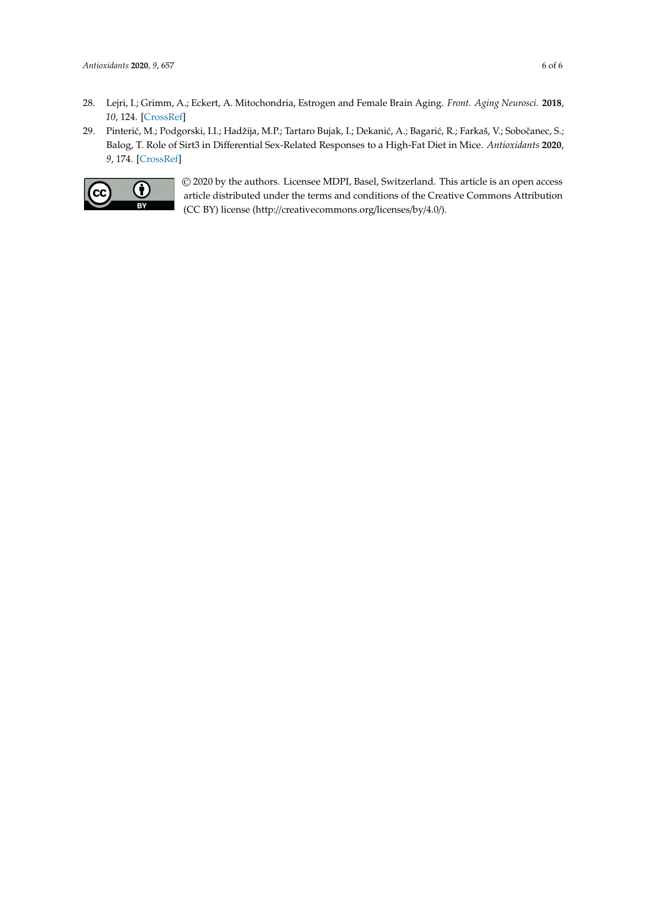28. Lejri, I.; Grimm, A.; Eckert, A. Mitochondria, Estrogen and Female Brain Aging. *Front. Aging Neurosci.* **2018**, *10*, 124. [CrossRef]
29. Pinterić, M.; Podgorski, I.I.; Hadžija, M.P.; Tartaro Bujak, I.; Dekanić, A.; Bagarić, R.; Farkaš, V.; Sobočanec, S.; Balog, T. Role of Sirt3 in Differential Sex-Related Responses to a High-Fat Diet in Mice. *Antioxidants* **2020**, *9*, 174. [CrossRef]

© 2020 by the authors. Licensee MDPI, Basel, Switzerland. This article is an open access article distributed under the terms and conditions of the Creative Commons Attribution (CC BY) license (http://creativecommons.org/licenses/by/4.0/).